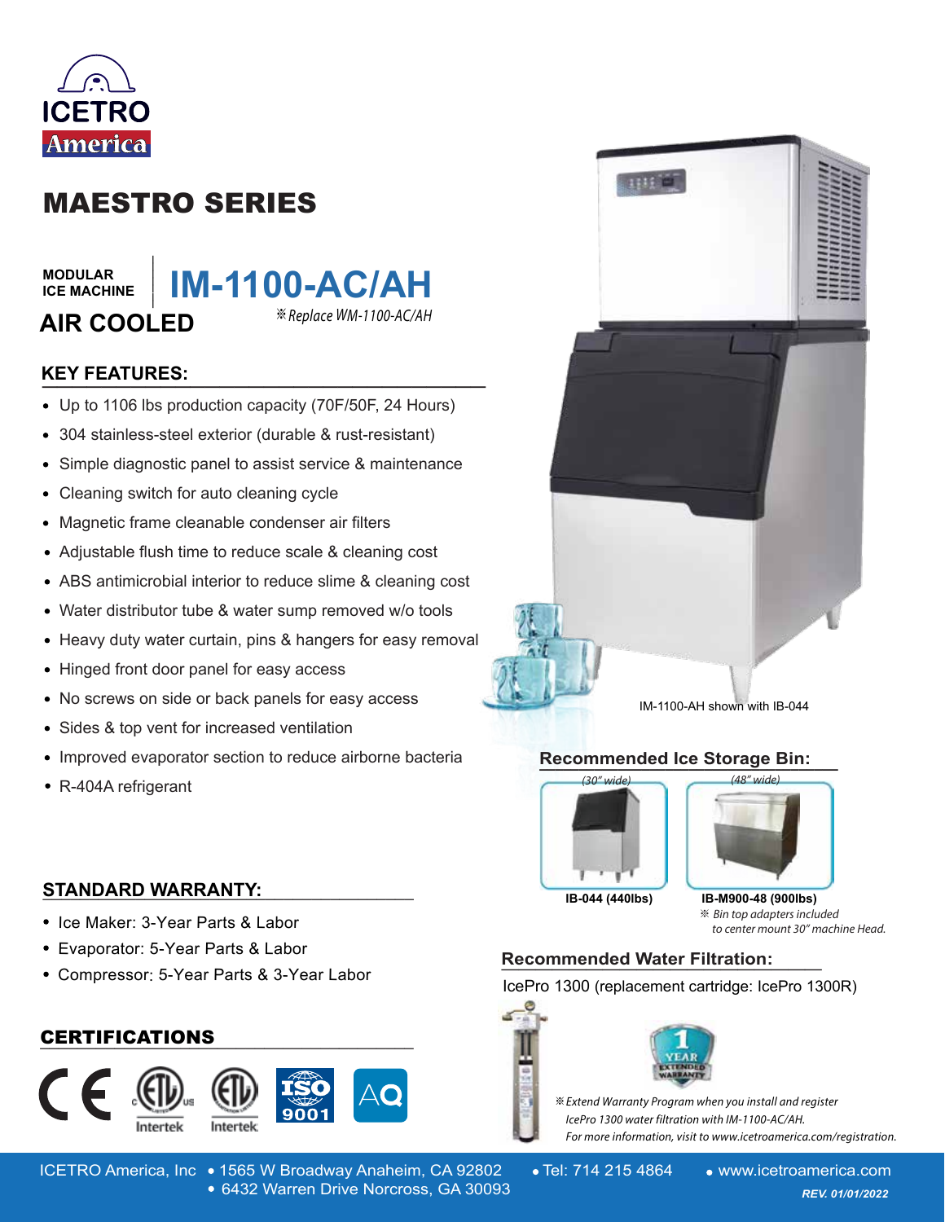ICETRO America

# MAESTRO SERIES

MODULAR ICE MACHINE

**AIR COOLED**

# IM-1100-AC/AH

*※Replace WM-1100-AC/AH*

## KEY FEATURES:

- Up to 1106 lbs production capacity (70F/50F, 24 Hours)
- 304 stainless-steel exterior (durable & rust-resistant)
- Simple diagnostic panel to assist service & maintenance
- Cleaning switch for auto cleaning cycle
- Magnetic frame cleanable condenser air filters
- Adjustable flush time to reduce scale & cleaning cost
- ABS antimicrobial interior to reduce slime & cleaning cost
- Water distributor tube & water sump removed w/o tools
- Heavy duty water curtain, pins & hangers for easy removal
- Hinged front door panel for easy access
- No screws on side or back panels for easy access
- Sides & top vent for increased ventilation
- Improved evaporator section to reduce airborne bacteria
- R-404A refrigerant

IM-1100-AH shown with IB-044

## Recommended Ice Storage Bin:

*(30" wide)* **IB-044 (440lbs)**

*(48" wide)* **IB-M900-48 (900lbs)**

*※ Bin top adapters included to center mount 30" machine Head.*

## STANDARD WARRANTY:

- Ice Maker: 3-Year Parts & Labor
- Evaporator: 5-Year Parts & Labor
- Compressor: 5-Year Parts & 3-Year Labor

## Recommended Water Filtration:

IcePro 1300 (replacement cartridge: IcePro 1300R)

1 YEAR EXTENDED WARRANTY

*※Extend Warranty Program when you install and register IcePro 1300 water filtration with IM-1100-AC/AH. For more information, visit to www.icetroamerica.com/registration.*

## CERTIFICATIONS

CE, ETL Intertek, ETL Intertek, ISO 9001, AQ

ICETRO America, Inc • 1565 W Broadway Anaheim, CA 92802 • 6432 Warren Drive Norcross, GA 30093 • Tel: 714 215 4864 • www.icetroamerica.com

*REV. 01/01/2022*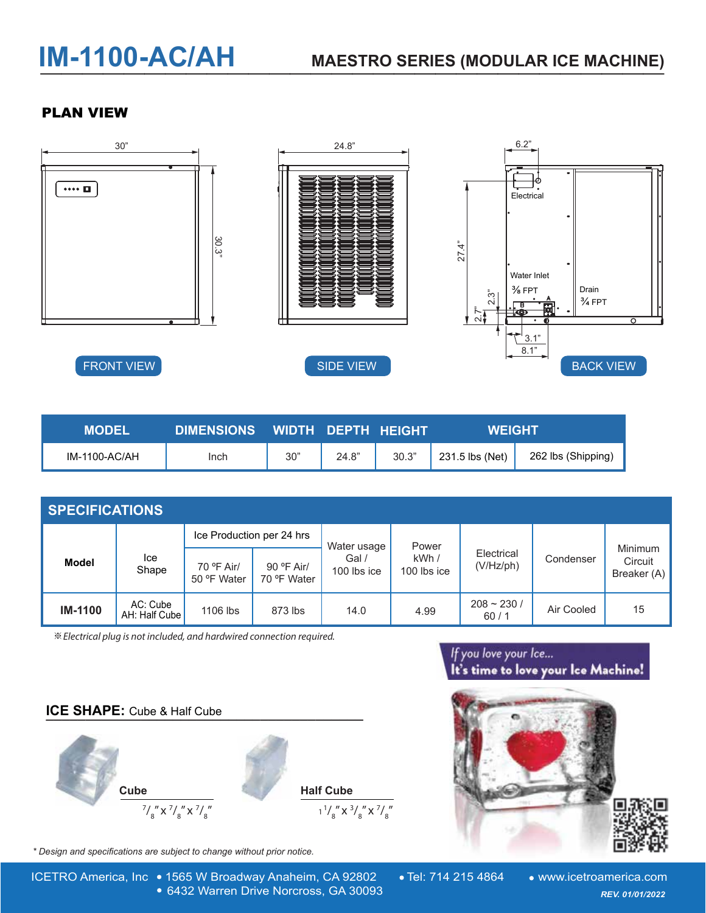# IM-1100-AC/AH

## MAESTRO SERIES (MODULAR ICE MACHINE)

### PLAN VIEW

30"
30.3"
24.8"
6.2"
Electrical
27.4"
Water Inlet
⅜ FPT
Drain
¾ FPT
2.3"
2.7"
3.1"
8.1"

FRONT VIEW

SIDE VIEW

BACK VIEW

| MODEL | DIMENSIONS | WIDTH | DEPTH | HEIGHT | WEIGHT | |
|---|---|---|---|---|---|---|
| IM-1100-AC/AH | Inch | 30" | 24.8" | 30.3" | 231.5 lbs (Net) | 262 lbs (Shipping) |

### SPECIFICATIONS

| Model | Ice Shape | Ice Production per 24 hrs | | Water usage Gal / 100 lbs ice | Power kWh / 100 lbs ice | Electrical (V/Hz/ph) | Condenser | Minimum Circuit Breaker (A) |
|---|---|---|---|---|---|---|---|---|
| | | 70 ºF Air/ 50 ºF Water | 90 ºF Air/ 70 ºF Water | | | | | |
| **IM-1100** | AC: Cube<br>AH: Half Cube | 1106 lbs | 873 lbs | 14.0 | 4.99 | 208 ~ 230 / 60 / 1 | Air Cooled | 15 |

*※Electrical plug is not included, and hardwired connection required.*

*If you love your Ice...*
**It's time to love your Ice Machine!**

### ICE SHAPE: Cube & Half Cube

**Cube**
$^{7}/_{8}$" x $^{7}/_{8}$" x $^{7}/_{8}$"

**Half Cube**
$1^{1}/_{8}$" x $^{3}/_{8}$" x $^{7}/_{8}$"

*\* Design and specifications are subject to change without prior notice.*

ICETRO America, Inc • 1565 W Broadway Anaheim, CA 92802 • 6432 Warren Drive Norcross, GA 30093 • Tel: 714 215 4864 • www.icetroamerica.com

*REV. 01/01/2022*